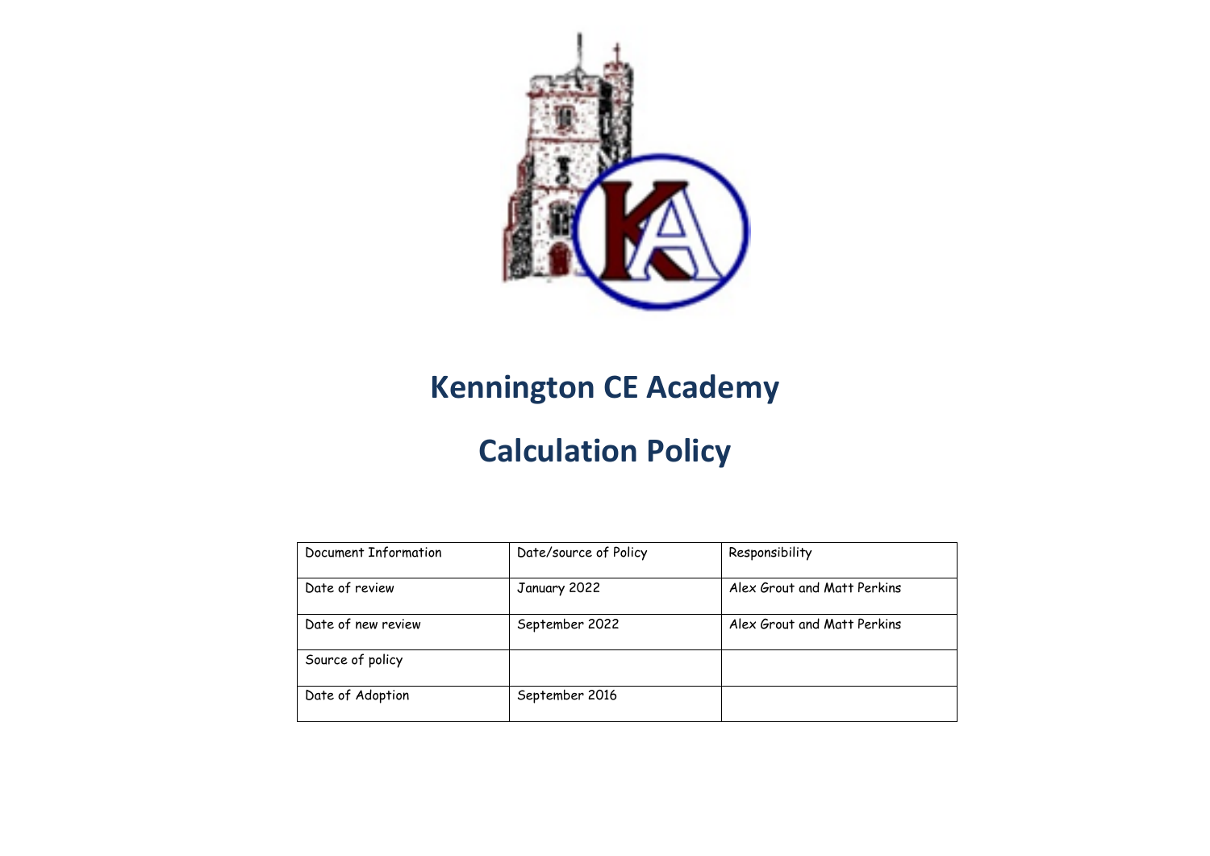# Kennington CE Academy

# Calculation Policy

| Document Information | Date/source of Policy | Responsibility |
|---|---|---|
| Date of review | January 2022 | Alex Grout and Matt Perkins |
| Date of new review | September 2022 | Alex Grout and Matt Perkins |
| Source of policy | | |
| Date of Adoption | September 2016 | |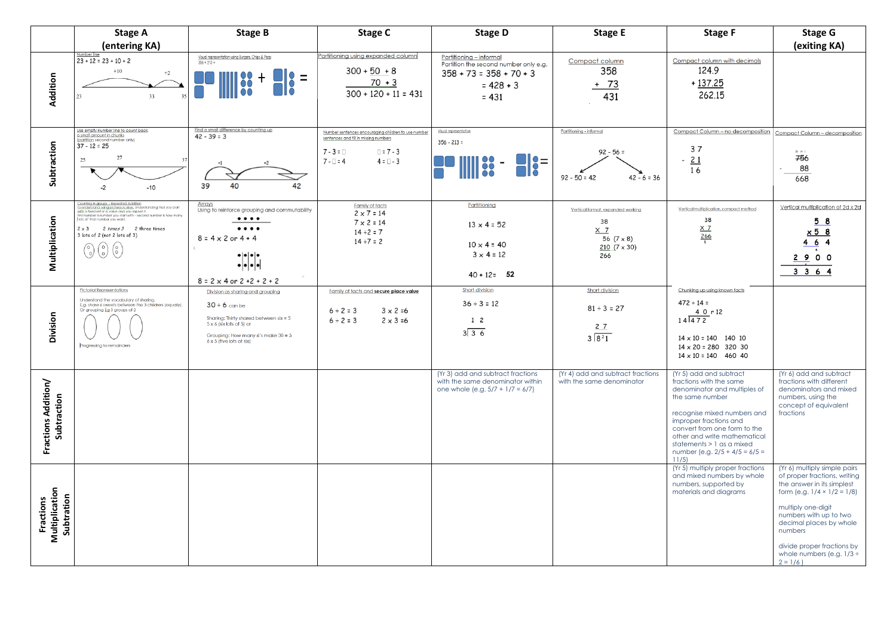| | Stage A (entering KA) | Stage B | Stage C | Stage D | Stage E | Stage F | Stage G (exiting KA) |
|---|---|---|---|---|---|---|---|
| **Addition** | Number line<br>23 + 12 = 23 + 10 + 2<br>+10 +2<br>23 33 35 | Visual representation using Burgers, Chips & Peas<br>356 + 213 = | Partitioning using expanded column<br>300 + 50 + 8<br>70 + 3<br>300 + 120 + 11 = 431 | Partitioning – informal<br>Partition the second number only e.g.<br>358 + 73 = 358 + 70 + 3<br>= 428 + 3<br>= 431 | Compact column<br>358<br>+ 73<br>431 | Compact column with decimals<br>124.9<br>+ 137.25<br>262.15 | |
| **Subtraction** | Use empty number line to count back a small amount in chunks (partition second number only)<br>37 - 12 = 25<br>25 27 37<br>-2 -10 | Find a small difference by counting up<br>42 - 39 = 3<br>+1 +2<br>39 40 42 | Number sentences encouraging children to use number sentences and fill in missing numbers<br>7 - 3 = □ □ = 7 - 3<br>7 - □ = 4 4 = □ - 3 | Visual representation<br>356 - 213 = | Partitioning - informal<br>92 - 56 =<br>92 - 50 = 42 42 - 6 = 36 | Compact Column – no decomposition<br>37<br>- 21<br>16 | Compact Column – decomposition<br>756<br>- 88<br>668 |
| **Multiplication** | Counting in groups – Repeated Addition<br>To understand using pictures/cubes. Understanding that you start with a fixed set or a value and you repeat it. First number is number you start with – second number is how many lots of that number you want.<br>2 x 3 2 *times* 3 2 three times<br>3 lots of 2 (not 2 lots of 3) | Arrays<br>Using to reinforce grouping and commutability<br>8 = 4 x 2 or 4 + 4<br>8 = 2 x 4 or 2 + 2 + 2 + 2 | Family of facts<br>2 x 7 = 14<br>7 x 2 = 14<br>14 ÷ 2 = 7<br>14 ÷ 7 = 2 | Partitioning<br>13 x 4 = 52<br>10 x 4 = 40<br>3 x 4 = 12<br>40 + 12= **52** | Vertical format, expanded working<br>38<br>x 7<br>56 (7 x 8)<br>210 (7 x 30)<br>266 | Vertical multiplication, compact method<br>38<br>x 7<br>266 | Vertical multiplication of 2d x 2d<br>58<br>x 58<br>464<br>2900<br>3364 |
| **Division** | Pictorial Representations<br>Understand the vocabulary of sharing.<br>E.g. share 6 sweets between the 3 children (equally).<br>Or grouping Eg 3 groups of 2<br>Progressing to remainders | Division as sharing and grouping<br>30 ÷ 6 can be<br>Sharing: Thirty shared between six = 5<br>5 x 6 (six lots of 5) or<br>Grouping: How many 6's make 30 = 5<br>6 x 5 (five lots of six) | Family of facts and **secure place value**<br>6 ÷ 2 = 3 3 x 2 =6<br>6 ÷ 2 = 3 2 x 3 =6 | Short division<br>36 ÷ 3 = 12<br>12<br>3⟌36 | Short division<br>81 ÷ 3 = 27<br>27<br>3⟌8²1 | Chunking up using known facts<br>472 ÷ 14 =<br>40 r 12<br>14⟌472<br>14 x 10 = 140 140 10<br>14 x 20 = 280 320 30<br>14 x 10 = 140 460 40 | |
| **Fractions Addition/ Subtraction** | | | | (Yr 3) add and subtract fractions with the same denominator within one whole (e.g. 5/7 + 1/7 = 6/7) | (Yr 4) add and subtract fractions with the same denominator | (Yr 5) add and subtract fractions with the same denominator and multiples of the same number<br><br>recognise mixed numbers and improper fractions and convert from one form to the other and write mathematical statements > 1 as a mixed number (e.g. 2/5 + 4/5 = 6/5 = 11/5) | (Yr 6) add and subtract fractions with different denominators and mixed numbers, using the concept of equivalent fractions |
| **Fractions Multiplication Subtration** | | | | | | (Yr 5) multiply proper fractions and mixed numbers by whole numbers, supported by materials and diagrams | (Yr 6) multiply simple pairs of proper fractions, writing the answer in its simplest form (e.g. 1/4 × 1/2 = 1/8)<br><br>multiply one-digit numbers with up to two decimal places by whole numbers<br><br>divide proper fractions by whole numbers (e.g. 1/3 ÷ 2 = 1/6 ) |